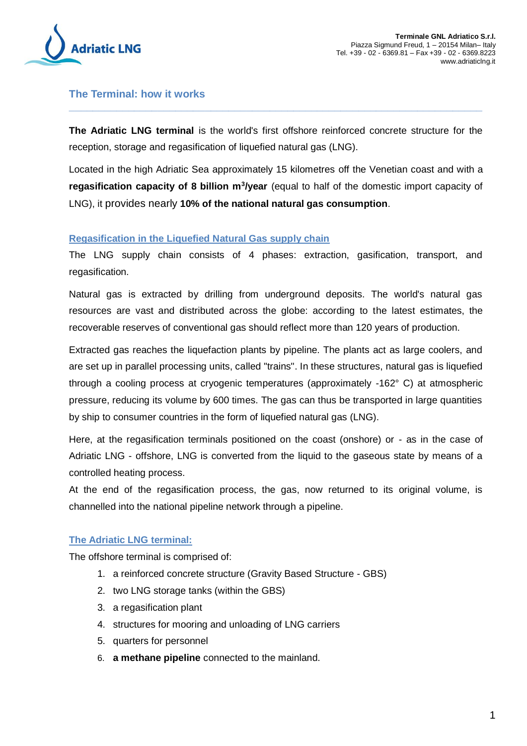Terminale GNL Adriatico S.r.l.
Piazza Sigmund Freud, 1 – 20154 Milan– Italy
Tel. +39 - 02 - 6369.81 – Fax +39 - 02 - 6369.8223
www.adriaticlng.it

## The Terminal: how it works

**The Adriatic LNG terminal** is the world's first offshore reinforced concrete structure for the reception, storage and regasification of liquefied natural gas (LNG).

Located in the high Adriatic Sea approximately 15 kilometres off the Venetian coast and with a **regasification capacity of 8 billion $m^3$/year** (equal to half of the domestic import capacity of LNG), it provides nearly **10% of the national natural gas consumption**.

### Regasification in the Liquefied Natural Gas supply chain

The LNG supply chain consists of 4 phases: extraction, gasification, transport, and regasification.

Natural gas is extracted by drilling from underground deposits. The world's natural gas resources are vast and distributed across the globe: according to the latest estimates, the recoverable reserves of conventional gas should reflect more than 120 years of production.

Extracted gas reaches the liquefaction plants by pipeline. The plants act as large coolers, and are set up in parallel processing units, called "trains". In these structures, natural gas is liquefied through a cooling process at cryogenic temperatures (approximately -162° C) at atmospheric pressure, reducing its volume by 600 times. The gas can thus be transported in large quantities by ship to consumer countries in the form of liquefied natural gas (LNG).

Here, at the regasification terminals positioned on the coast (onshore) or - as in the case of Adriatic LNG - offshore, LNG is converted from the liquid to the gaseous state by means of a controlled heating process.
At the end of the regasification process, the gas, now returned to its original volume, is channelled into the national pipeline network through a pipeline.

### The Adriatic LNG terminal:

The offshore terminal is comprised of:

1. a reinforced concrete structure (Gravity Based Structure - GBS)
2. two LNG storage tanks (within the GBS)
3. a regasification plant
4. structures for mooring and unloading of LNG carriers
5. quarters for personnel
6. **a methane pipeline** connected to the mainland.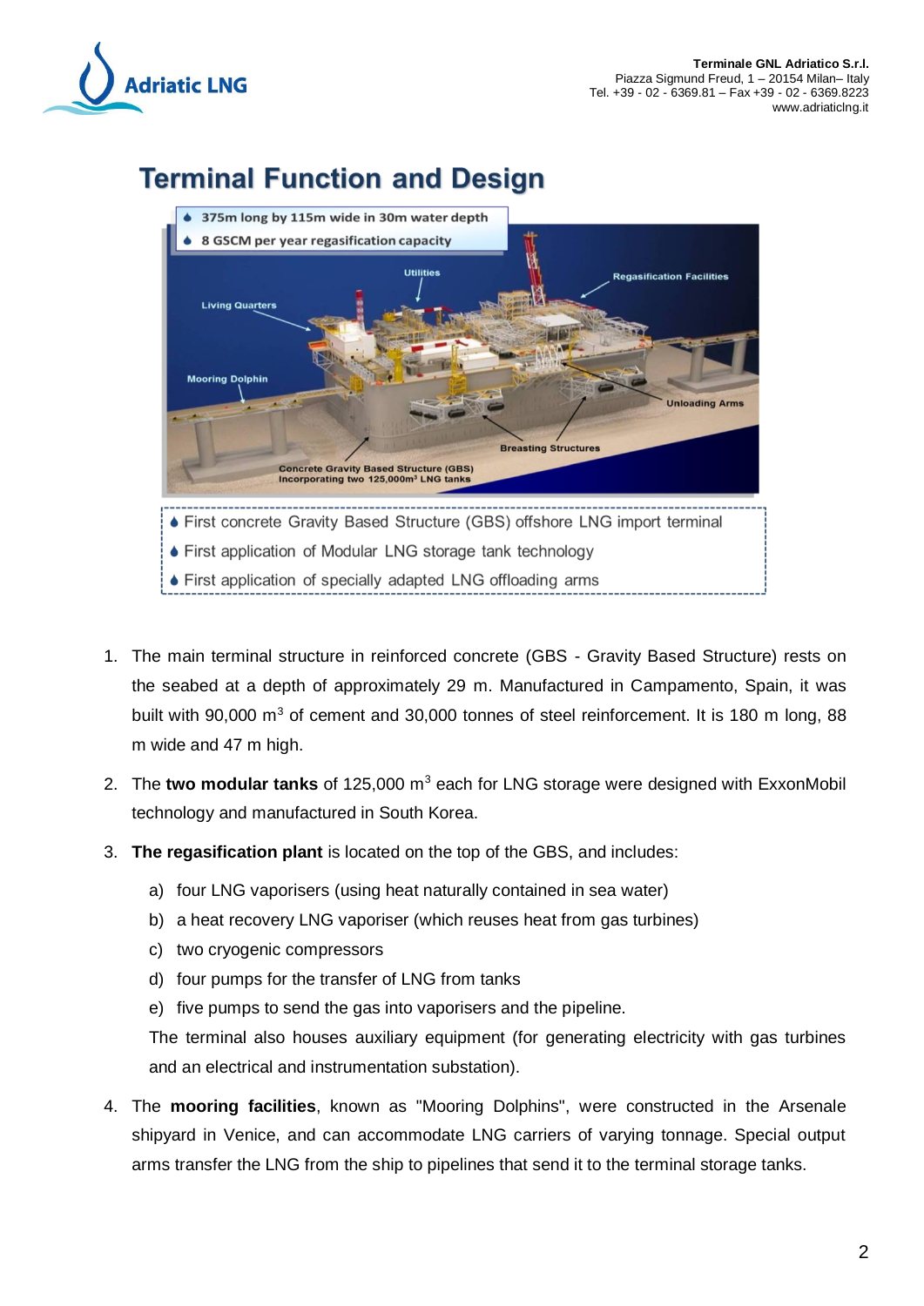# Terminal Function and Design

- 375m long by 115m wide in 30m water depth
- 8 GSCM per year regasification capacity

Utilities

Regasification Facilities

Living Quarters

Mooring Dolphin

Unloading Arms

Breasting Structures

Concrete Gravity Based Structure (GBS) Incorporating two 125,000m³ LNG tanks

- First concrete Gravity Based Structure (GBS) offshore LNG import terminal
- First application of Modular LNG storage tank technology
- First application of specially adapted LNG offloading arms

1. The main terminal structure in reinforced concrete (GBS - Gravity Based Structure) rests on the seabed at a depth of approximately 29 m. Manufactured in Campamento, Spain, it was built with 90,000 $m^3$ of cement and 30,000 tonnes of steel reinforcement. It is 180 m long, 88 m wide and 47 m high.
2. The **two modular tanks** of 125,000 $m^3$ each for LNG storage were designed with ExxonMobil technology and manufactured in South Korea.
3. **The regasification plant** is located on the top of the GBS, and includes:
   a) four LNG vaporisers (using heat naturally contained in sea water)
   b) a heat recovery LNG vaporiser (which reuses heat from gas turbines)
   c) two cryogenic compressors
   d) four pumps for the transfer of LNG from tanks
   e) five pumps to send the gas into vaporisers and the pipeline.

   The terminal also houses auxiliary equipment (for generating electricity with gas turbines and an electrical and instrumentation substation).
4. The **mooring facilities**, known as "Mooring Dolphins", were constructed in the Arsenale shipyard in Venice, and can accommodate LNG carriers of varying tonnage. Special output arms transfer the LNG from the ship to pipelines that send it to the terminal storage tanks.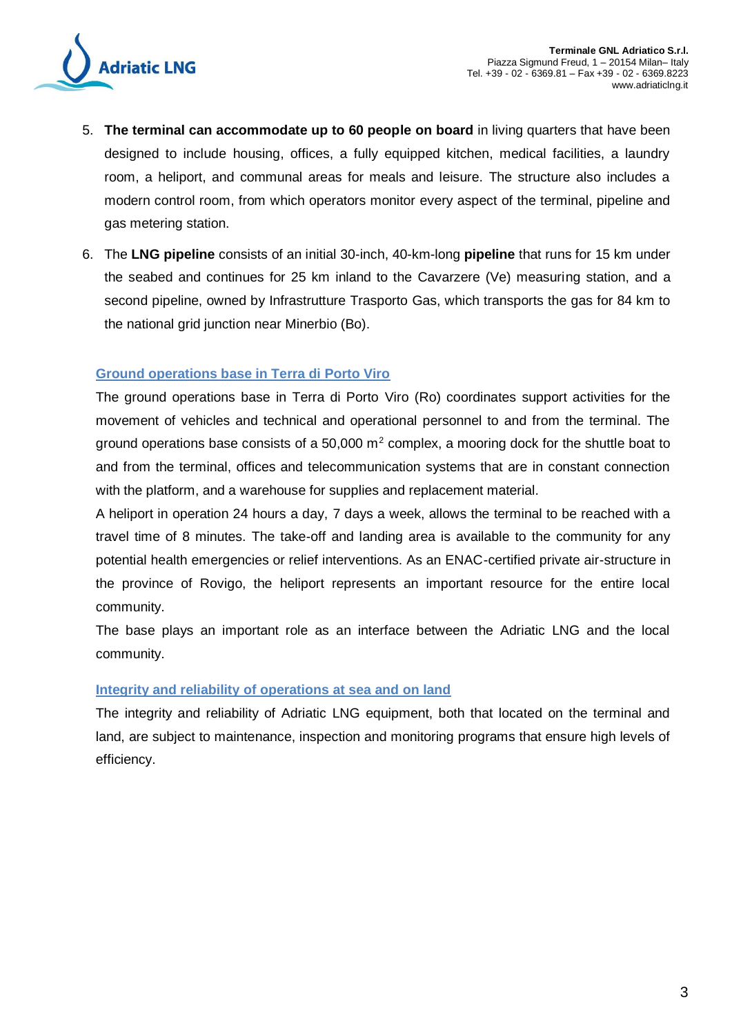5. **The terminal can accommodate up to 60 people on board** in living quarters that have been designed to include housing, offices, a fully equipped kitchen, medical facilities, a laundry room, a heliport, and communal areas for meals and leisure. The structure also includes a modern control room, from which operators monitor every aspect of the terminal, pipeline and gas metering station.
6. The **LNG pipeline** consists of an initial 30-inch, 40-km-long **pipeline** that runs for 15 km under the seabed and continues for 25 km inland to the Cavarzere (Ve) measuring station, and a second pipeline, owned by Infrastrutture Trasporto Gas, which transports the gas for 84 km to the national grid junction near Minerbio (Bo).

## Ground operations base in Terra di Porto Viro

The ground operations base in Terra di Porto Viro (Ro) coordinates support activities for the movement of vehicles and technical and operational personnel to and from the terminal. The ground operations base consists of a 50,000 m$^2$ complex, a mooring dock for the shuttle boat to and from the terminal, offices and telecommunication systems that are in constant connection with the platform, and a warehouse for supplies and replacement material.

A heliport in operation 24 hours a day, 7 days a week, allows the terminal to be reached with a travel time of 8 minutes. The take-off and landing area is available to the community for any potential health emergencies or relief interventions. As an ENAC-certified private air-structure in the province of Rovigo, the heliport represents an important resource for the entire local community.

The base plays an important role as an interface between the Adriatic LNG and the local community.

## Integrity and reliability of operations at sea and on land

The integrity and reliability of Adriatic LNG equipment, both that located on the terminal and land, are subject to maintenance, inspection and monitoring programs that ensure high levels of efficiency.